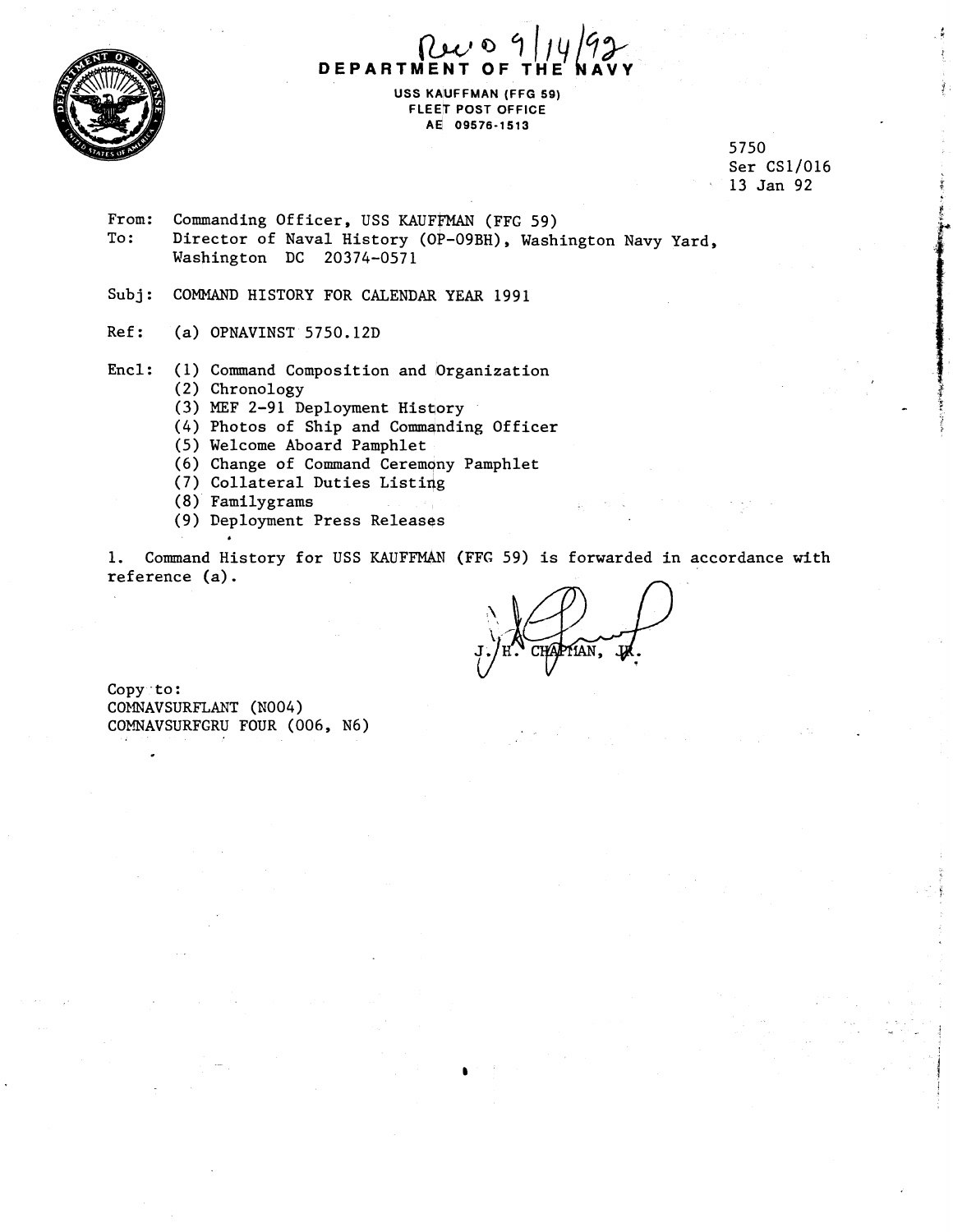Rec'd 9/14/92

**DEPARTMENT OF THE NAVY**

USS KAUFFMAN (FFG 59)
FLEET POST OFFICE
AE 09576-1513

5750
Ser CS1/016
13 Jan 92

From: Commanding Officer, USS KAUFFMAN (FFG 59)
To: Director of Naval History (OP-09BH), Washington Navy Yard, Washington DC 20374-0571

Subj: COMMAND HISTORY FOR CALENDAR YEAR 1991

Ref: (a) OPNAVINST 5750.12D

Encl: (1) Command Composition and Organization
(2) Chronology
(3) MEF 2-91 Deployment History
(4) Photos of Ship and Commanding Officer
(5) Welcome Aboard Pamphlet
(6) Change of Command Ceremony Pamphlet
(7) Collateral Duties Listing
(8) Familygrams
(9) Deployment Press Releases

1. Command History for USS KAUFFMAN (FFG 59) is forwarded in accordance with reference (a).

J. H. CHAPMAN, JR.

Copy to:
COMNAVSURFLANT (N004)
COMNAVSURFGRU FOUR (006, N6)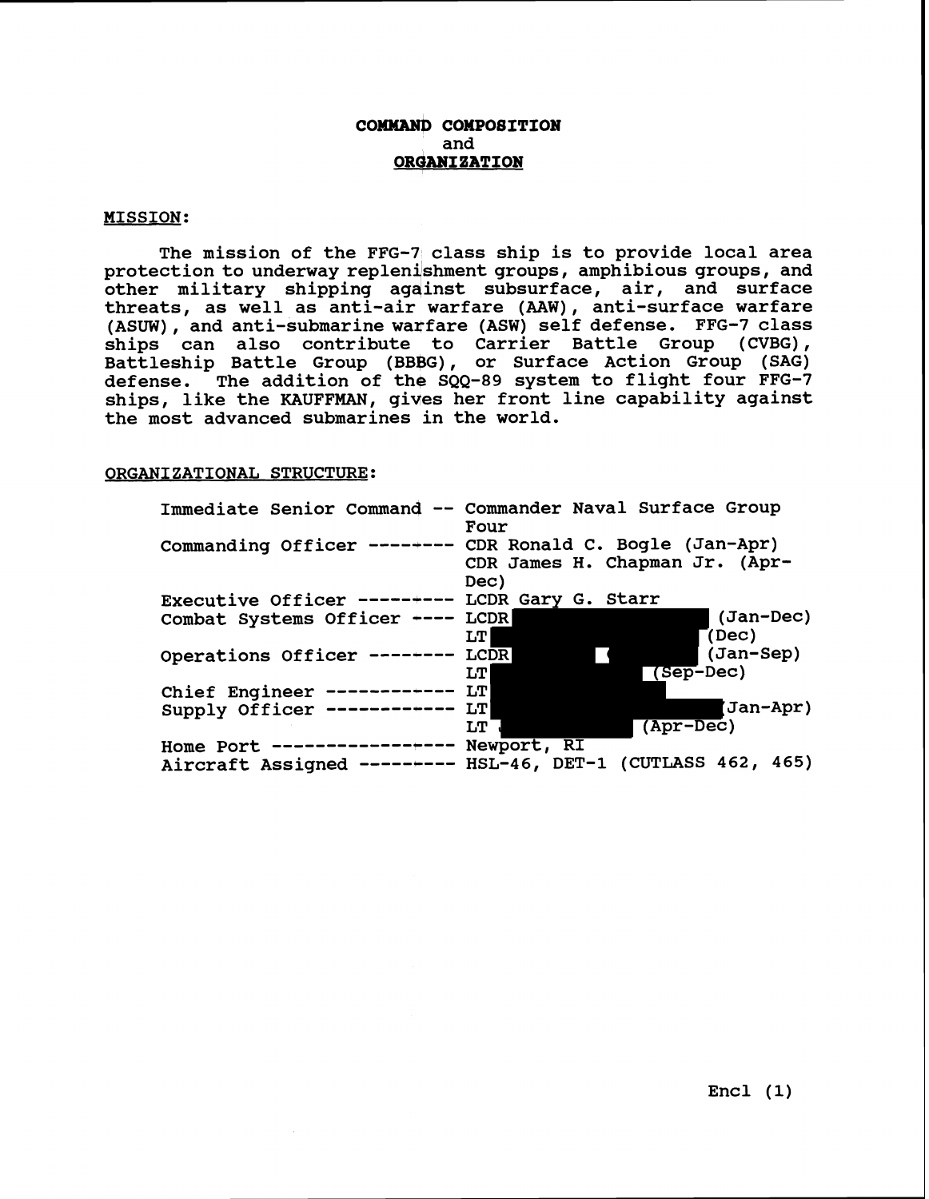# COMMAND COMPOSITION
# and
# ORGANIZATION

## MISSION:

The mission of the FFG-7 class ship is to provide local area protection to underway replenishment groups, amphibious groups, and other military shipping against subsurface, air, and surface threats, as well as anti-air warfare (AAW), anti-surface warfare (ASUW), and anti-submarine warfare (ASW) self defense. FFG-7 class ships can also contribute to Carrier Battle Group (CVBG), Battleship Battle Group (BBBG), or Surface Action Group (SAG) defense. The addition of the SQQ-89 system to flight four FFG-7 ships, like the KAUFFMAN, gives her front line capability against the most advanced submarines in the world.

## ORGANIZATIONAL STRUCTURE:

```
Immediate Senior Command -- Commander Naval Surface Group
                            Four
Commanding Officer -------- CDR Ronald C. Bogle (Jan-Apr)
                            CDR James H. Chapman Jr. (Apr-
                            Dec)
Executive Officer --------- LCDR Gary G. Starr
Combat Systems Officer ---- LCDR                  (Jan-Dec)
                            LT                    (Dec)
Operations Officer -------- LCDR                  (Jan-Sep)
                            LT                    (Sep-Dec)
Chief Engineer ------------ LT
Supply Officer ------------ LT                    (Jan-Apr)
                            LT                    (Apr-Dec)
Home Port ----------------- Newport, RI
Aircraft Assigned --------- HSL-46, DET-1 (CUTLASS 462, 465)
```

Encl (1)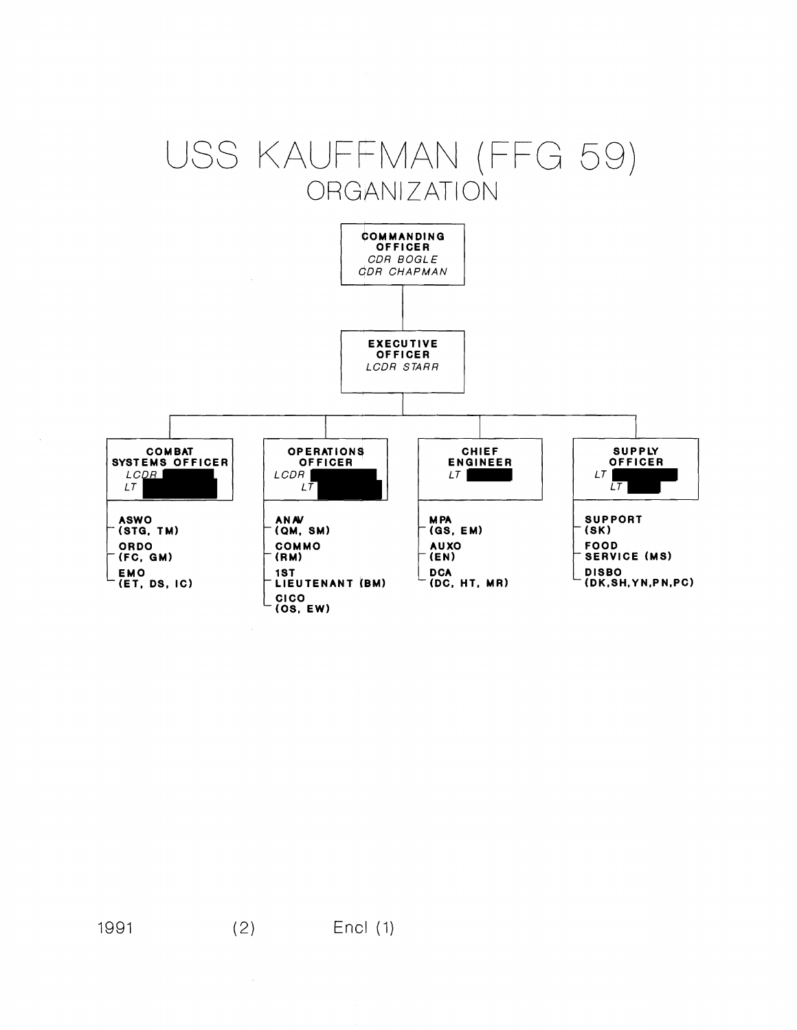# USS KAUFFMAN (FFG 59)

## ORGANIZATION

**COMMANDING OFFICER**
*CDR BOGLE*
*CDR CHAPMAN*

**EXECUTIVE OFFICER**
*LCDR STARR*

**COMBAT SYSTEMS OFFICER**
*LCDR* [redacted]
*LT* [redacted]

- **ASWO (STG, TM)**
- **ORDO (FC, GM)**
- **EMO (ET, DS, IC)**

**OPERATIONS OFFICER**
*LCDR* [redacted]
*LT* [redacted]

- **ANAV (QM, SM)**
- **COMMO (RM)**
- **1ST LIEUTENANT (BM)**
- **CICO (OS, EW)**

**CHIEF ENGINEER**
*LT* [redacted]

- **MPA (GS, EM)**
- **AUXO (EN)**
- **DCA (DC, HT, MR)**

**SUPPLY OFFICER**
*LT* [redacted]
*LT* [redacted]

- **SUPPORT (SK)**
- **FOOD SERVICE (MS)**
- **DISBO (DK,SH,YN,PN,PC)**

1991 (2) Encl (1)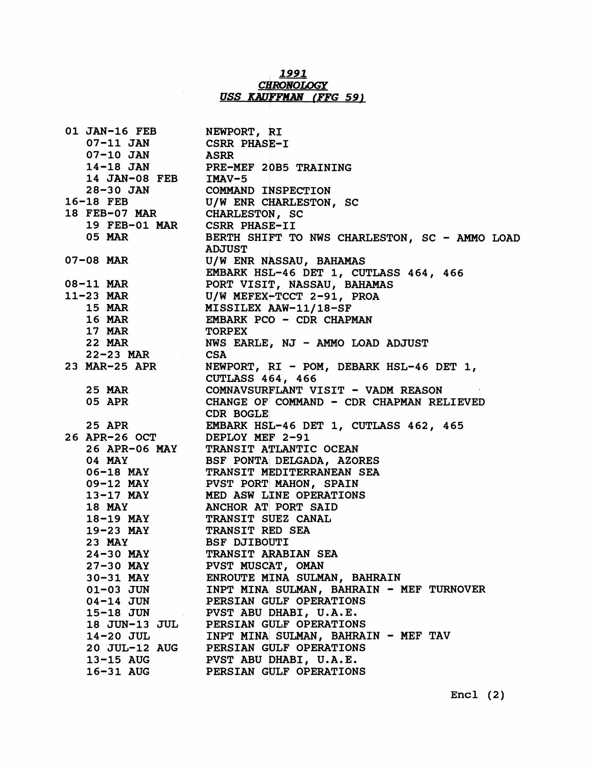***1991***
***CHRONOLOGY***
***USS KAUFFMAN (FFG 59)***

| | |
|---|---|
| 01 JAN-16 FEB | NEWPORT, RI |
| 07-11 JAN | CSRR PHASE-I |
| 07-10 JAN | ASRR |
| 14-18 JAN | PRE-MEF 20B5 TRAINING |
| 14 JAN-08 FEB | IMAV-5 |
| 28-30 JAN | COMMAND INSPECTION |
| 16-18 FEB | U/W ENR CHARLESTON, SC |
| 18 FEB-07 MAR | CHARLESTON, SC |
| 19 FEB-01 MAR | CSRR PHASE-II |
| 05 MAR | BERTH SHIFT TO NWS CHARLESTON, SC - AMMO LOAD ADJUST |
| 07-08 MAR | U/W ENR NASSAU, BAHAMAS<br>EMBARK HSL-46 DET 1, CUTLASS 464, 466 |
| 08-11 MAR | PORT VISIT, NASSAU, BAHAMAS |
| 11-23 MAR | U/W MEFEX-TCCT 2-91, PROA |
| 15 MAR | MISSILEX AAW-11/18-SF |
| 16 MAR | EMBARK PCO - CDR CHAPMAN |
| 17 MAR | TORPEX |
| 22 MAR | NWS EARLE, NJ - AMMO LOAD ADJUST |
| 22-23 MAR | CSA |
| 23 MAR-25 APR | NEWPORT, RI - POM, DEBARK HSL-46 DET 1, CUTLASS 464, 466 |
| 25 MAR | COMNAVSURFLANT VISIT - VADM REASON |
| 05 APR | CHANGE OF COMMAND - CDR CHAPMAN RELIEVED CDR BOGLE |
| 25 APR | EMBARK HSL-46 DET 1, CUTLASS 462, 465 |
| 26 APR-26 OCT | DEPLOY MEF 2-91 |
| 26 APR-06 MAY | TRANSIT ATLANTIC OCEAN |
| 04 MAY | BSF PONTA DELGADA, AZORES |
| 06-18 MAY | TRANSIT MEDITERRANEAN SEA |
| 09-12 MAY | PVST PORT MAHON, SPAIN |
| 13-17 MAY | MED ASW LINE OPERATIONS |
| 18 MAY | ANCHOR AT PORT SAID |
| 18-19 MAY | TRANSIT SUEZ CANAL |
| 19-23 MAY | TRANSIT RED SEA |
| 23 MAY | BSF DJIBOUTI |
| 24-30 MAY | TRANSIT ARABIAN SEA |
| 27-30 MAY | PVST MUSCAT, OMAN |
| 30-31 MAY | ENROUTE MINA SULMAN, BAHRAIN |
| 01-03 JUN | INPT MINA SULMAN, BAHRAIN - MEF TURNOVER |
| 04-14 JUN | PERSIAN GULF OPERATIONS |
| 15-18 JUN | PVST ABU DHABI, U.A.E. |
| 18 JUN-13 JUL | PERSIAN GULF OPERATIONS |
| 14-20 JUL | INPT MINA SULMAN, BAHRAIN - MEF TAV |
| 20 JUL-12 AUG | PERSIAN GULF OPERATIONS |
| 13-15 AUG | PVST ABU DHABI, U.A.E. |
| 16-31 AUG | PERSIAN GULF OPERATIONS |

Encl (2)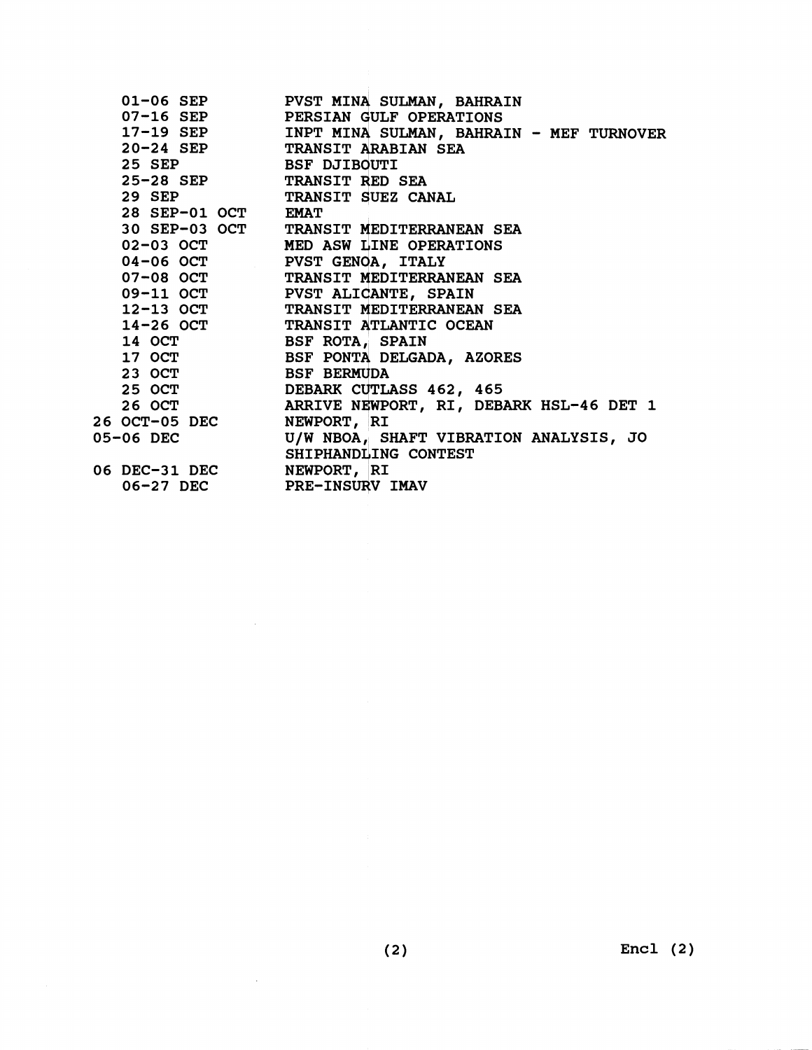| | |
|---|---|
| 01-06 SEP | PVST MINA SULMAN, BAHRAIN |
| 07-16 SEP | PERSIAN GULF OPERATIONS |
| 17-19 SEP | INPT MINA SULMAN, BAHRAIN - MEF TURNOVER |
| 20-24 SEP | TRANSIT ARABIAN SEA |
| 25 SEP | BSF DJIBOUTI |
| 25-28 SEP | TRANSIT RED SEA |
| 29 SEP | TRANSIT SUEZ CANAL |
| 28 SEP-01 OCT | EMAT |
| 30 SEP-03 OCT | TRANSIT MEDITERRANEAN SEA |
| 02-03 OCT | MED ASW LINE OPERATIONS |
| 04-06 OCT | PVST GENOA, ITALY |
| 07-08 OCT | TRANSIT MEDITERRANEAN SEA |
| 09-11 OCT | PVST ALICANTE, SPAIN |
| 12-13 OCT | TRANSIT MEDITERRANEAN SEA |
| 14-26 OCT | TRANSIT ATLANTIC OCEAN |
| 14 OCT | BSF ROTA, SPAIN |
| 17 OCT | BSF PONTA DELGADA, AZORES |
| 23 OCT | BSF BERMUDA |
| 25 OCT | DEBARK CUTLASS 462, 465 |
| 26 OCT | ARRIVE NEWPORT, RI, DEBARK HSL-46 DET 1 |
| 26 OCT-05 DEC | NEWPORT, RI |
| 05-06 DEC | U/W NBOA, SHAFT VIBRATION ANALYSIS, JO SHIPHANDLING CONTEST |
| 06 DEC-31 DEC | NEWPORT, RI |
| 06-27 DEC | PRE-INSURV IMAV |

Encl (2)